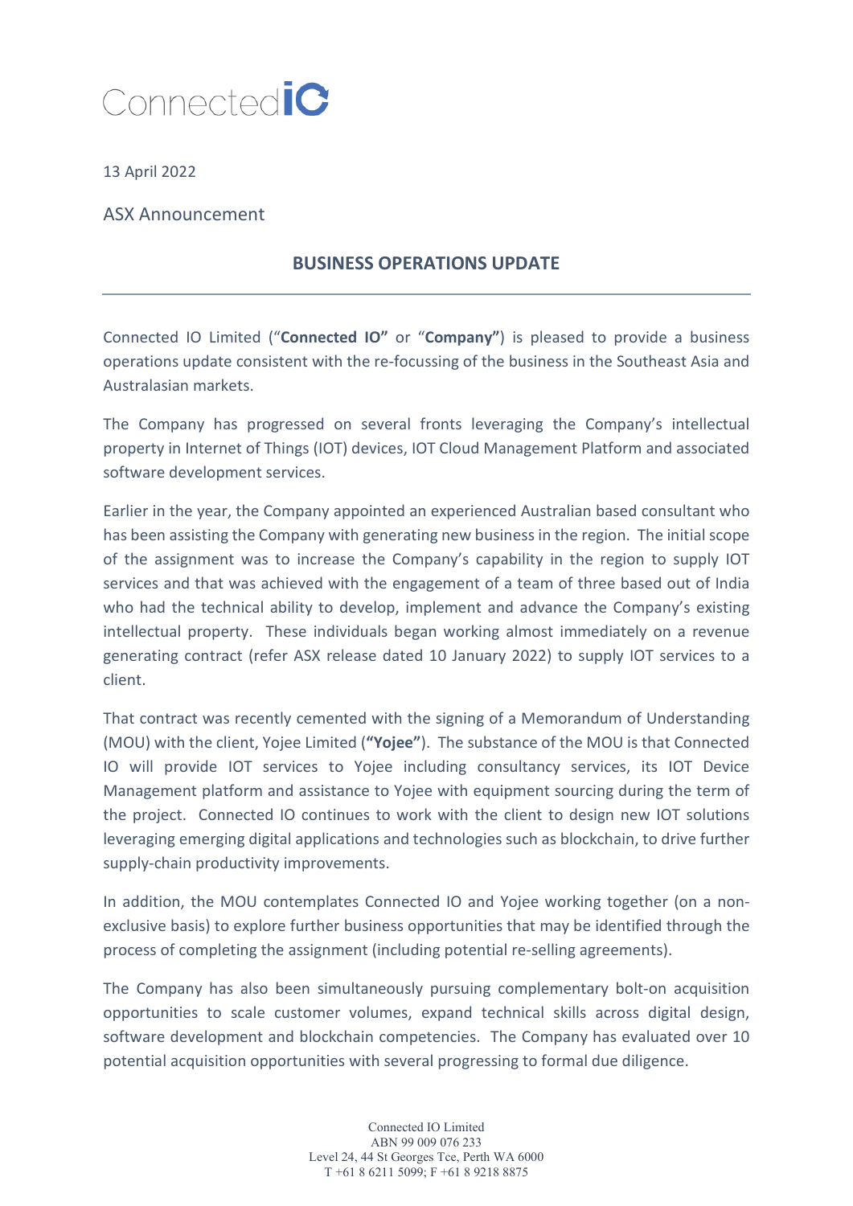ConnectedIO

13 April 2022

ASX Announcement

## BUSINESS OPERATIONS UPDATE

Connected IO Limited ("**Connected IO"** or "**Company"**) is pleased to provide a business operations update consistent with the re-focussing of the business in the Southeast Asia and Australasian markets.

The Company has progressed on several fronts leveraging the Company's intellectual property in Internet of Things (IOT) devices, IOT Cloud Management Platform and associated software development services.

Earlier in the year, the Company appointed an experienced Australian based consultant who has been assisting the Company with generating new business in the region. The initial scope of the assignment was to increase the Company's capability in the region to supply IOT services and that was achieved with the engagement of a team of three based out of India who had the technical ability to develop, implement and advance the Company's existing intellectual property. These individuals began working almost immediately on a revenue generating contract (refer ASX release dated 10 January 2022) to supply IOT services to a client.

That contract was recently cemented with the signing of a Memorandum of Understanding (MOU) with the client, Yojee Limited (**"Yojee"**). The substance of the MOU is that Connected IO will provide IOT services to Yojee including consultancy services, its IOT Device Management platform and assistance to Yojee with equipment sourcing during the term of the project. Connected IO continues to work with the client to design new IOT solutions leveraging emerging digital applications and technologies such as blockchain, to drive further supply-chain productivity improvements.

In addition, the MOU contemplates Connected IO and Yojee working together (on a non-exclusive basis) to explore further business opportunities that may be identified through the process of completing the assignment (including potential re-selling agreements).

The Company has also been simultaneously pursuing complementary bolt-on acquisition opportunities to scale customer volumes, expand technical skills across digital design, software development and blockchain competencies. The Company has evaluated over 10 potential acquisition opportunities with several progressing to formal due diligence.

Connected IO Limited
ABN 99 009 076 233
Level 24, 44 St Georges Tce, Perth WA 6000
T +61 8 6211 5099; F +61 8 9218 8875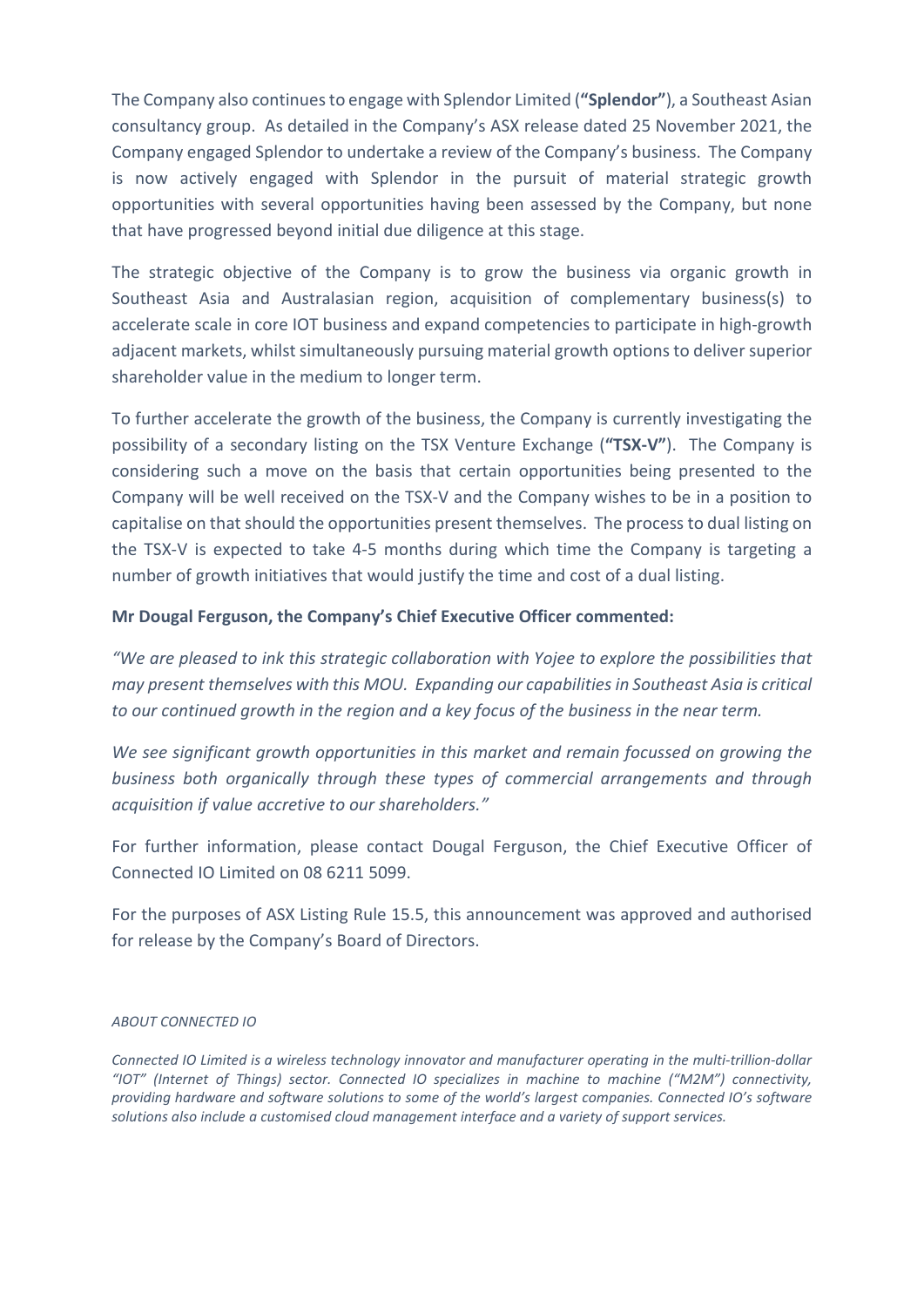The Company also continues to engage with Splendor Limited (**"Splendor"**), a Southeast Asian consultancy group. As detailed in the Company's ASX release dated 25 November 2021, the Company engaged Splendor to undertake a review of the Company's business. The Company is now actively engaged with Splendor in the pursuit of material strategic growth opportunities with several opportunities having been assessed by the Company, but none that have progressed beyond initial due diligence at this stage.

The strategic objective of the Company is to grow the business via organic growth in Southeast Asia and Australasian region, acquisition of complementary business(s) to accelerate scale in core IOT business and expand competencies to participate in high-growth adjacent markets, whilst simultaneously pursuing material growth options to deliver superior shareholder value in the medium to longer term.

To further accelerate the growth of the business, the Company is currently investigating the possibility of a secondary listing on the TSX Venture Exchange (**"TSX-V"**). The Company is considering such a move on the basis that certain opportunities being presented to the Company will be well received on the TSX-V and the Company wishes to be in a position to capitalise on that should the opportunities present themselves. The process to dual listing on the TSX-V is expected to take 4-5 months during which time the Company is targeting a number of growth initiatives that would justify the time and cost of a dual listing.

**Mr Dougal Ferguson, the Company's Chief Executive Officer commented:**

*"We are pleased to ink this strategic collaboration with Yojee to explore the possibilities that may present themselves with this MOU. Expanding our capabilities in Southeast Asia is critical to our continued growth in the region and a key focus of the business in the near term.*

*We see significant growth opportunities in this market and remain focussed on growing the business both organically through these types of commercial arrangements and through acquisition if value accretive to our shareholders."*

For further information, please contact Dougal Ferguson, the Chief Executive Officer of Connected IO Limited on 08 6211 5099.

For the purposes of ASX Listing Rule 15.5, this announcement was approved and authorised for release by the Company's Board of Directors.

*ABOUT CONNECTED IO*

*Connected IO Limited is a wireless technology innovator and manufacturer operating in the multi-trillion-dollar "IOT" (Internet of Things) sector. Connected IO specializes in machine to machine ("M2M") connectivity, providing hardware and software solutions to some of the world's largest companies. Connected IO's software solutions also include a customised cloud management interface and a variety of support services.*